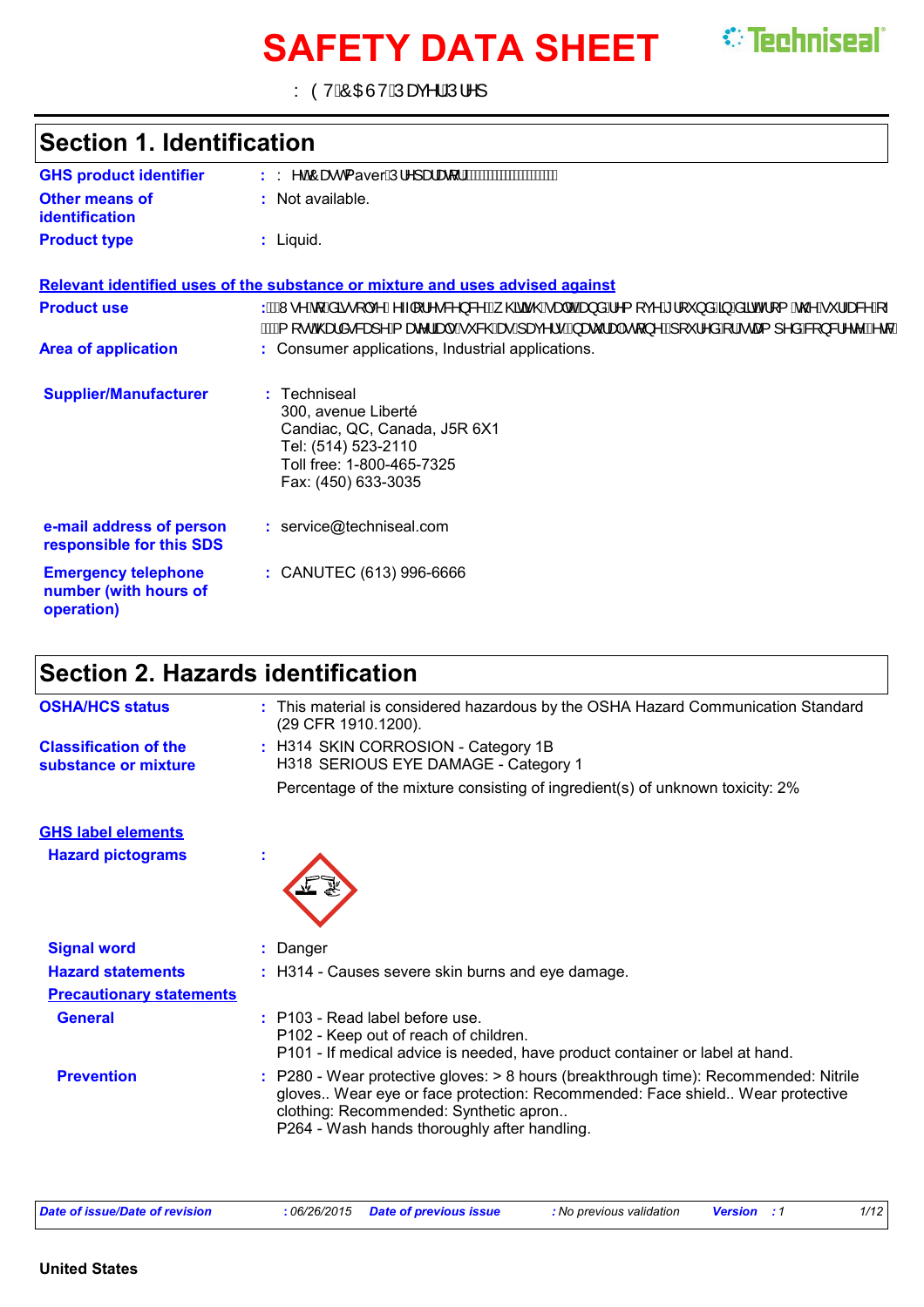WET-CAST Paver Prep

# Section 1. Identification

**GHS product identifier** : Wet-Cast Paver Preparator

**Other means of identification** : Not available.

**Product type** : Liquid.

## Relevant identified uses of the substance or mixture and uses advised against

**Product use** : Used to dissolve efflorescence, whitish stain and remove ground-in dirt from the surface of mortar hardscape materials such as pavers, natural stone, poured or stamped concrete, etc.

**Area of application** : Consumer applications, Industrial applications.

**Supplier/Manufacturer** : Techniseal
300, avenue Liberté
Candiac, QC, Canada, J5R 6X1
Tel: (514) 523-2110
Toll free: 1-800-465-7325
Fax: (450) 633-3035

**e-mail address of person responsible for this SDS** : service@techniseal.com

**Emergency telephone number (with hours of operation)** : CANUTEC (613) 996-6666

# Section 2. Hazards identification

**OSHA/HCS status** : This material is considered hazardous by the OSHA Hazard Communication Standard (29 CFR 1910.1200).

**Classification of the substance or mixture** : H314 SKIN CORROSION - Category 1B
H318 SERIOUS EYE DAMAGE - Category 1

Percentage of the mixture consisting of ingredient(s) of unknown toxicity: 2%

## GHS label elements

**Hazard pictograms** :

**Signal word** : Danger

**Hazard statements** : H314 - Causes severe skin burns and eye damage.

### Precautionary statements

**General** : P103 - Read label before use.
P102 - Keep out of reach of children.
P101 - If medical advice is needed, have product container or label at hand.

**Prevention** : P280 - Wear protective gloves: > 8 hours (breakthrough time): Recommended: Nitrile gloves.. Wear eye or face protection: Recommended: Face shield.. Wear protective clothing: Recommended: Synthetic apron..
P264 - Wash hands thoroughly after handling.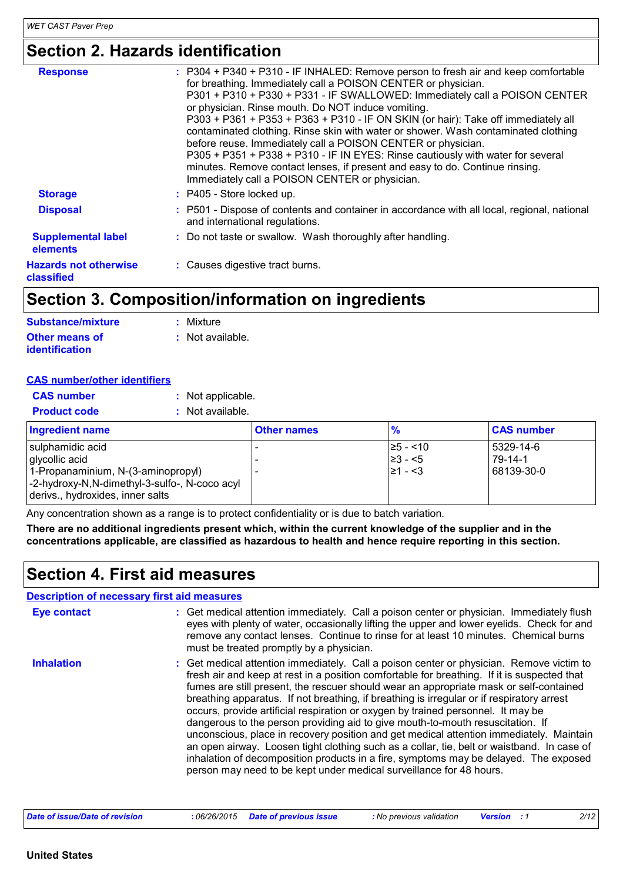# Section 2. Hazards identification

**Response** : P304 + P340 + P310 - IF INHALED: Remove person to fresh air and keep comfortable for breathing. Immediately call a POISON CENTER or physician.
P301 + P310 + P330 + P331 - IF SWALLOWED: Immediately call a POISON CENTER or physician. Rinse mouth. Do NOT induce vomiting.
P303 + P361 + P353 + P363 + P310 - IF ON SKIN (or hair): Take off immediately all contaminated clothing. Rinse skin with water or shower. Wash contaminated clothing before reuse. Immediately call a POISON CENTER or physician.
P305 + P351 + P338 + P310 - IF IN EYES: Rinse cautiously with water for several minutes. Remove contact lenses, if present and easy to do. Continue rinsing. Immediately call a POISON CENTER or physician.

**Storage** : P405 - Store locked up.

**Disposal** : P501 - Dispose of contents and container in accordance with all local, regional, national and international regulations.

**Supplemental label elements** : Do not taste or swallow. Wash thoroughly after handling.

**Hazards not otherwise classified** : Causes digestive tract burns.

# Section 3. Composition/information on ingredients

**Substance/mixture** : Mixture

**Other means of identification** : Not available.

**CAS number/other identifiers**

**CAS number** : Not applicable.

**Product code** : Not available.

| Ingredient name | Other names | % | CAS number |
|---|---|---|---|
| sulphamidic acid | - | ≥5 - <10 | 5329-14-6 |
| glycollic acid | - | ≥3 - <5 | 79-14-1 |
| 1-Propanaminium, N-(3-aminopropyl) -2-hydroxy-N,N-dimethyl-3-sulfo-, N-coco acyl derivs., hydroxides, inner salts | - | ≥1 - <3 | 68139-30-0 |

Any concentration shown as a range is to protect confidentiality or is due to batch variation.

**There are no additional ingredients present which, within the current knowledge of the supplier and in the concentrations applicable, are classified as hazardous to health and hence require reporting in this section.**

# Section 4. First aid measures

**Description of necessary first aid measures**

**Eye contact** : Get medical attention immediately. Call a poison center or physician. Immediately flush eyes with plenty of water, occasionally lifting the upper and lower eyelids. Check for and remove any contact lenses. Continue to rinse for at least 10 minutes. Chemical burns must be treated promptly by a physician.

**Inhalation** : Get medical attention immediately. Call a poison center or physician. Remove victim to fresh air and keep at rest in a position comfortable for breathing. If it is suspected that fumes are still present, the rescuer should wear an appropriate mask or self-contained breathing apparatus. If not breathing, if breathing is irregular or if respiratory arrest occurs, provide artificial respiration or oxygen by trained personnel. It may be dangerous to the person providing aid to give mouth-to-mouth resuscitation. If unconscious, place in recovery position and get medical attention immediately. Maintain an open airway. Loosen tight clothing such as a collar, tie, belt or waistband. In case of inhalation of decomposition products in a fire, symptoms may be delayed. The exposed person may need to be kept under medical surveillance for 48 hours.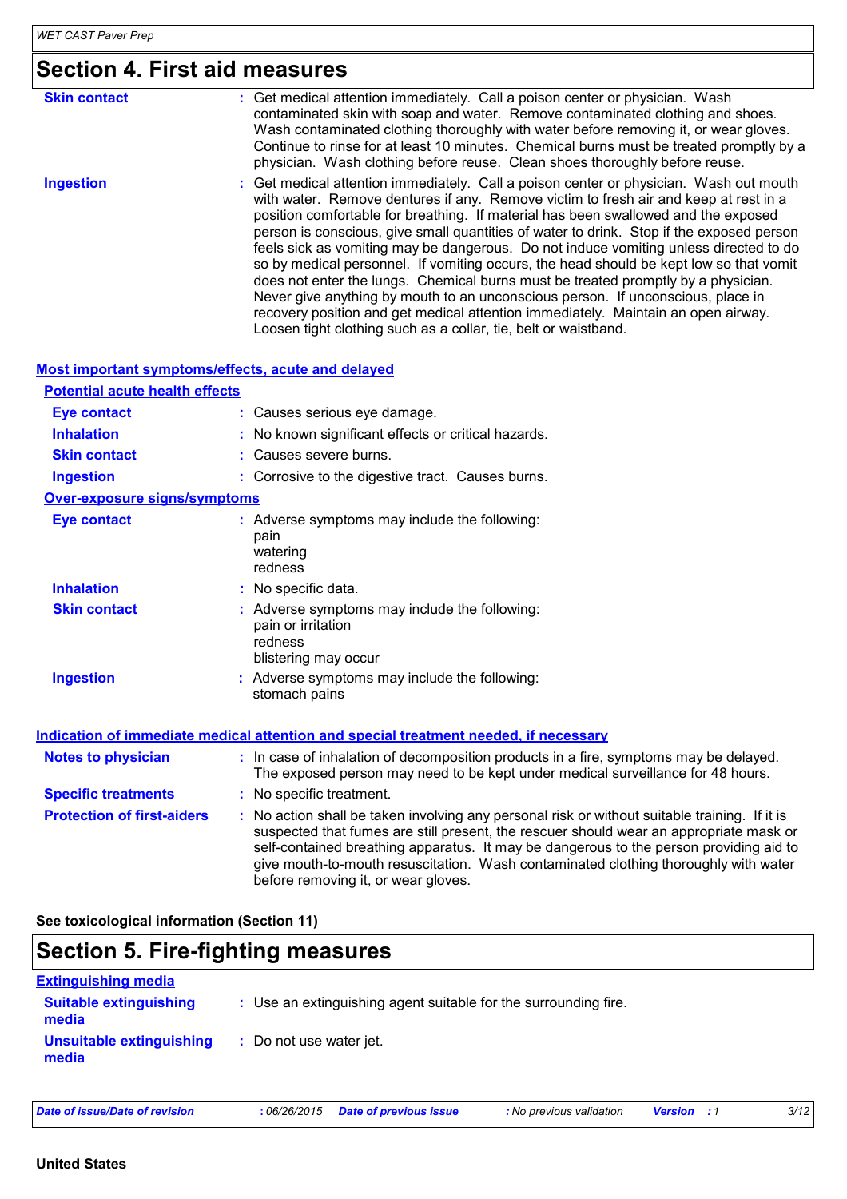## Section 4. First aid measures

**Skin contact** : Get medical attention immediately. Call a poison center or physician. Wash contaminated skin with soap and water. Remove contaminated clothing and shoes. Wash contaminated clothing thoroughly with water before removing it, or wear gloves. Continue to rinse for at least 10 minutes. Chemical burns must be treated promptly by a physician. Wash clothing before reuse. Clean shoes thoroughly before reuse.

**Ingestion** : Get medical attention immediately. Call a poison center or physician. Wash out mouth with water. Remove dentures if any. Remove victim to fresh air and keep at rest in a position comfortable for breathing. If material has been swallowed and the exposed person is conscious, give small quantities of water to drink. Stop if the exposed person feels sick as vomiting may be dangerous. Do not induce vomiting unless directed to do so by medical personnel. If vomiting occurs, the head should be kept low so that vomit does not enter the lungs. Chemical burns must be treated promptly by a physician. Never give anything by mouth to an unconscious person. If unconscious, place in recovery position and get medical attention immediately. Maintain an open airway. Loosen tight clothing such as a collar, tie, belt or waistband.

### Most important symptoms/effects, acute and delayed

#### Potential acute health effects

**Eye contact** : Causes serious eye damage.

**Inhalation** : No known significant effects or critical hazards.

**Skin contact** : Causes severe burns.

**Ingestion** : Corrosive to the digestive tract. Causes burns.

#### Over-exposure signs/symptoms

**Eye contact** : Adverse symptoms may include the following:
pain
watering
redness

**Inhalation** : No specific data.

**Skin contact** : Adverse symptoms may include the following:
pain or irritation
redness
blistering may occur

**Ingestion** : Adverse symptoms may include the following:
stomach pains

### Indication of immediate medical attention and special treatment needed, if necessary

**Notes to physician** : In case of inhalation of decomposition products in a fire, symptoms may be delayed. The exposed person may need to be kept under medical surveillance for 48 hours.

**Specific treatments** : No specific treatment.

**Protection of first-aiders** : No action shall be taken involving any personal risk or without suitable training. If it is suspected that fumes are still present, the rescuer should wear an appropriate mask or self-contained breathing apparatus. It may be dangerous to the person providing aid to give mouth-to-mouth resuscitation. Wash contaminated clothing thoroughly with water before removing it, or wear gloves.

**See toxicological information (Section 11)**

## Section 5. Fire-fighting measures

### Extinguishing media

**Suitable extinguishing media** : Use an extinguishing agent suitable for the surrounding fire.

**Unsuitable extinguishing media** : Do not use water jet.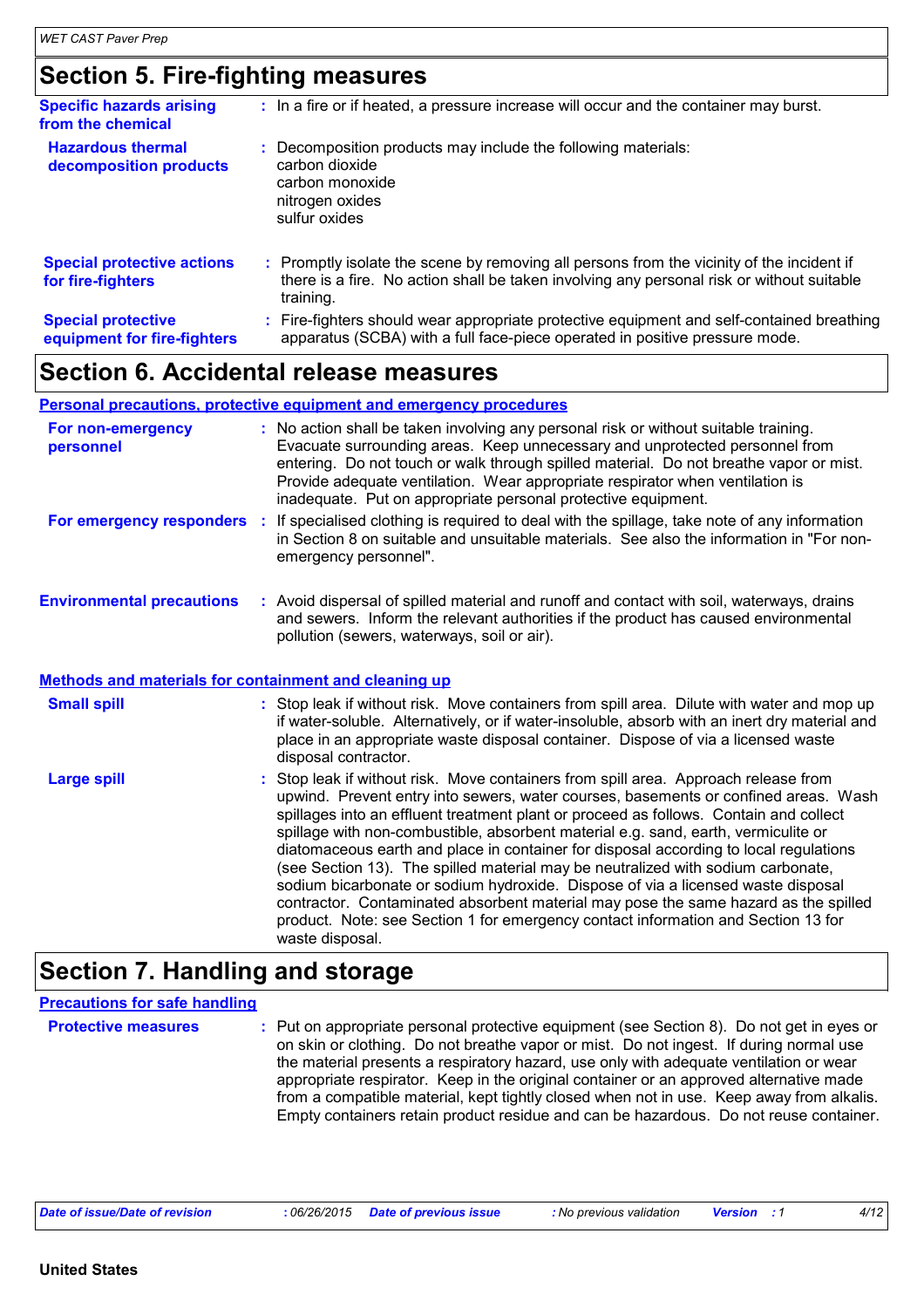## Section 5. Fire-fighting measures

**Specific hazards arising from the chemical** : In a fire or if heated, a pressure increase will occur and the container may burst.

**Hazardous thermal decomposition products** : Decomposition products may include the following materials:
carbon dioxide
carbon monoxide
nitrogen oxides
sulfur oxides

**Special protective actions for fire-fighters** : Promptly isolate the scene by removing all persons from the vicinity of the incident if there is a fire. No action shall be taken involving any personal risk or without suitable training.

**Special protective equipment for fire-fighters** : Fire-fighters should wear appropriate protective equipment and self-contained breathing apparatus (SCBA) with a full face-piece operated in positive pressure mode.

## Section 6. Accidental release measures

### Personal precautions, protective equipment and emergency procedures

**For non-emergency personnel** : No action shall be taken involving any personal risk or without suitable training. Evacuate surrounding areas. Keep unnecessary and unprotected personnel from entering. Do not touch or walk through spilled material. Do not breathe vapor or mist. Provide adequate ventilation. Wear appropriate respirator when ventilation is inadequate. Put on appropriate personal protective equipment.

**For emergency responders** : If specialised clothing is required to deal with the spillage, take note of any information in Section 8 on suitable and unsuitable materials. See also the information in "For non-emergency personnel".

**Environmental precautions** : Avoid dispersal of spilled material and runoff and contact with soil, waterways, drains and sewers. Inform the relevant authorities if the product has caused environmental pollution (sewers, waterways, soil or air).

### Methods and materials for containment and cleaning up

**Small spill** : Stop leak if without risk. Move containers from spill area. Dilute with water and mop up if water-soluble. Alternatively, or if water-insoluble, absorb with an inert dry material and place in an appropriate waste disposal container. Dispose of via a licensed waste disposal contractor.

**Large spill** : Stop leak if without risk. Move containers from spill area. Approach release from upwind. Prevent entry into sewers, water courses, basements or confined areas. Wash spillages into an effluent treatment plant or proceed as follows. Contain and collect spillage with non-combustible, absorbent material e.g. sand, earth, vermiculite or diatomaceous earth and place in container for disposal according to local regulations (see Section 13). The spilled material may be neutralized with sodium carbonate, sodium bicarbonate or sodium hydroxide. Dispose of via a licensed waste disposal contractor. Contaminated absorbent material may pose the same hazard as the spilled product. Note: see Section 1 for emergency contact information and Section 13 for waste disposal.

## Section 7. Handling and storage

### Precautions for safe handling

**Protective measures** : Put on appropriate personal protective equipment (see Section 8). Do not get in eyes or on skin or clothing. Do not breathe vapor or mist. Do not ingest. If during normal use the material presents a respiratory hazard, use only with adequate ventilation or wear appropriate respirator. Keep in the original container or an approved alternative made from a compatible material, kept tightly closed when not in use. Keep away from alkalis. Empty containers retain product residue and can be hazardous. Do not reuse container.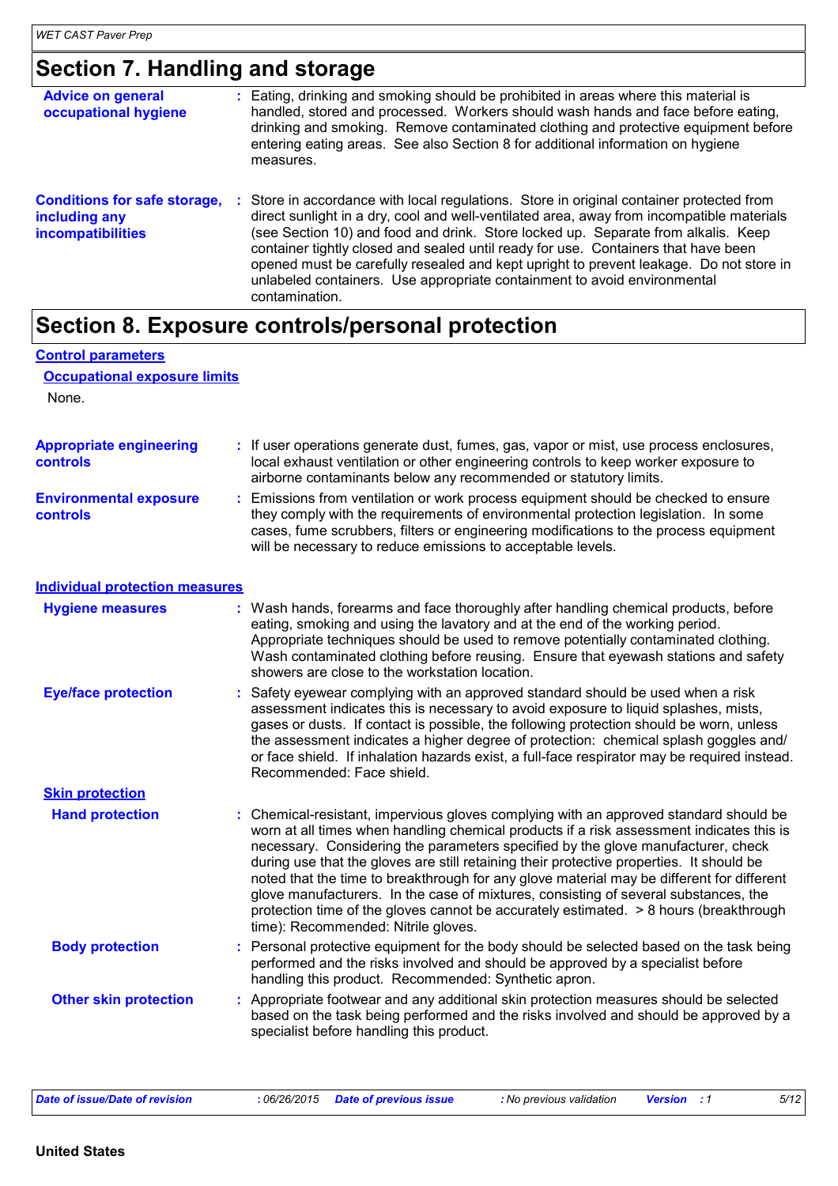## Section 7. Handling and storage

**Advice on general occupational hygiene** : Eating, drinking and smoking should be prohibited in areas where this material is handled, stored and processed. Workers should wash hands and face before eating, drinking and smoking. Remove contaminated clothing and protective equipment before entering eating areas. See also Section 8 for additional information on hygiene measures.

**Conditions for safe storage, including any incompatibilities** : Store in accordance with local regulations. Store in original container protected from direct sunlight in a dry, cool and well-ventilated area, away from incompatible materials (see Section 10) and food and drink. Store locked up. Separate from alkalis. Keep container tightly closed and sealed until ready for use. Containers that have been opened must be carefully resealed and kept upright to prevent leakage. Do not store in unlabeled containers. Use appropriate containment to avoid environmental contamination.

## Section 8. Exposure controls/personal protection

### Control parameters

#### Occupational exposure limits

None.

**Appropriate engineering controls** : If user operations generate dust, fumes, gas, vapor or mist, use process enclosures, local exhaust ventilation or other engineering controls to keep worker exposure to airborne contaminants below any recommended or statutory limits.

**Environmental exposure controls** : Emissions from ventilation or work process equipment should be checked to ensure they comply with the requirements of environmental protection legislation. In some cases, fume scrubbers, filters or engineering modifications to the process equipment will be necessary to reduce emissions to acceptable levels.

### Individual protection measures

**Hygiene measures** : Wash hands, forearms and face thoroughly after handling chemical products, before eating, smoking and using the lavatory and at the end of the working period. Appropriate techniques should be used to remove potentially contaminated clothing. Wash contaminated clothing before reusing. Ensure that eyewash stations and safety showers are close to the workstation location.

**Eye/face protection** : Safety eyewear complying with an approved standard should be used when a risk assessment indicates this is necessary to avoid exposure to liquid splashes, mists, gases or dusts. If contact is possible, the following protection should be worn, unless the assessment indicates a higher degree of protection: chemical splash goggles and/or face shield. If inhalation hazards exist, a full-face respirator may be required instead. Recommended: Face shield.

#### Skin protection

**Hand protection** : Chemical-resistant, impervious gloves complying with an approved standard should be worn at all times when handling chemical products if a risk assessment indicates this is necessary. Considering the parameters specified by the glove manufacturer, check during use that the gloves are still retaining their protective properties. It should be noted that the time to breakthrough for any glove material may be different for different glove manufacturers. In the case of mixtures, consisting of several substances, the protection time of the gloves cannot be accurately estimated. > 8 hours (breakthrough time): Recommended: Nitrile gloves.

**Body protection** : Personal protective equipment for the body should be selected based on the task being performed and the risks involved and should be approved by a specialist before handling this product. Recommended: Synthetic apron.

**Other skin protection** : Appropriate footwear and any additional skin protection measures should be selected based on the task being performed and the risks involved and should be approved by a specialist before handling this product.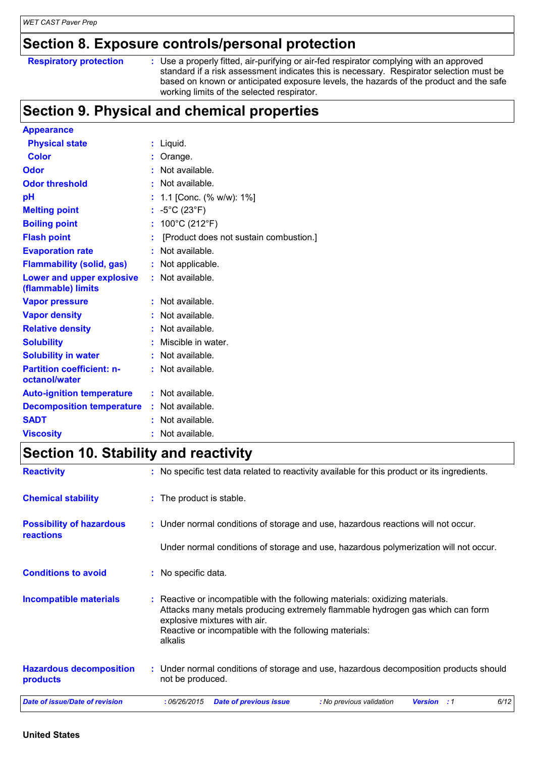## Section 8. Exposure controls/personal protection

**Respiratory protection** : Use a properly fitted, air-purifying or air-fed respirator complying with an approved standard if a risk assessment indicates this is necessary. Respirator selection must be based on known or anticipated exposure levels, the hazards of the product and the safe working limits of the selected respirator.

## Section 9. Physical and chemical properties

**Appearance**

| | |
|---|---|
| **Physical state** | : Liquid. |
| **Color** | : Orange. |
| **Odor** | : Not available. |
| **Odor threshold** | : Not available. |
| **pH** | : 1.1 [Conc. (% w/w): 1%] |
| **Melting point** | : -5°C (23°F) |
| **Boiling point** | : 100°C (212°F) |
| **Flash point** | : [Product does not sustain combustion.] |
| **Evaporation rate** | : Not available. |
| **Flammability (solid, gas)** | : Not applicable. |
| **Lower and upper explosive (flammable) limits** | : Not available. |
| **Vapor pressure** | : Not available. |
| **Vapor density** | : Not available. |
| **Relative density** | : Not available. |
| **Solubility** | : Miscible in water. |
| **Solubility in water** | : Not available. |
| **Partition coefficient: n-octanol/water** | : Not available. |
| **Auto-ignition temperature** | : Not available. |
| **Decomposition temperature** | : Not available. |
| **SADT** | : Not available. |
| **Viscosity** | : Not available. |

## Section 10. Stability and reactivity

**Reactivity** : No specific test data related to reactivity available for this product or its ingredients.

**Chemical stability** : The product is stable.

**Possibility of hazardous reactions** : Under normal conditions of storage and use, hazardous reactions will not occur.

Under normal conditions of storage and use, hazardous polymerization will not occur.

**Conditions to avoid** : No specific data.

**Incompatible materials** : Reactive or incompatible with the following materials: oxidizing materials.
Attacks many metals producing extremely flammable hydrogen gas which can form explosive mixtures with air.
Reactive or incompatible with the following materials:
alkalis

**Hazardous decomposition products** : Under normal conditions of storage and use, hazardous decomposition products should not be produced.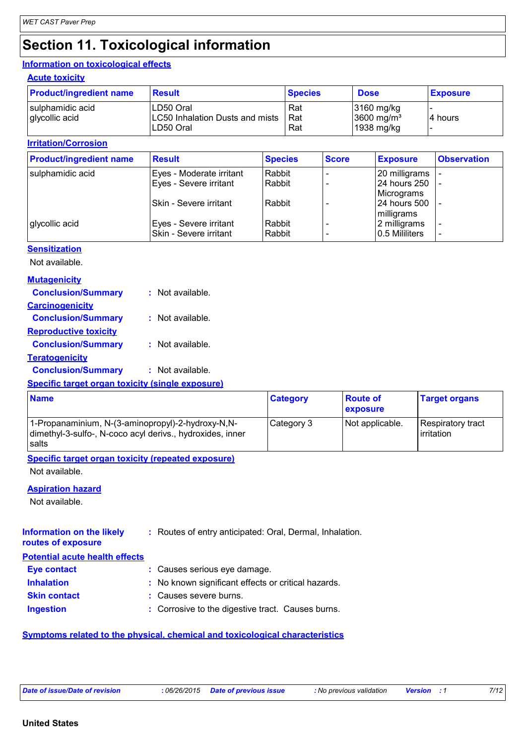# Section 11. Toxicological information

## Information on toxicological effects

### Acute toxicity

| Product/ingredient name | Result | Species | Dose | Exposure |
|---|---|---|---|---|
| sulphamidic acid | LD50 Oral | Rat | 3160 mg/kg | - |
| glycollic acid | LC50 Inhalation Dusts and mists | Rat | 3600 mg/m³ | 4 hours |
| | LD50 Oral | Rat | 1938 mg/kg | - |

### Irritation/Corrosion

| Product/ingredient name | Result | Species | Score | Exposure | Observation |
|---|---|---|---|---|---|
| sulphamidic acid | Eyes - Moderate irritant | Rabbit | - | 20 milligrams | - |
| | Eyes - Severe irritant | Rabbit | - | 24 hours 250 Micrograms | - |
| | Skin - Severe irritant | Rabbit | - | 24 hours 500 milligrams | - |
| glycollic acid | Eyes - Severe irritant | Rabbit | - | 2 milligrams | - |
| | Skin - Severe irritant | Rabbit | - | 0.5 Mililiters | - |

### Sensitization

Not available.

### Mutagenicity

**Conclusion/Summary** : Not available.

### Carcinogenicity

**Conclusion/Summary** : Not available.

### Reproductive toxicity

**Conclusion/Summary** : Not available.

### Teratogenicity

**Conclusion/Summary** : Not available.

### Specific target organ toxicity (single exposure)

| Name | Category | Route of exposure | Target organs |
|---|---|---|---|
| 1-Propanaminium, N-(3-aminopropyl)-2-hydroxy-N,N-dimethyl-3-sulfo-, N-coco acyl derivs., hydroxides, inner salts | Category 3 | Not applicable. | Respiratory tract irritation |

### Specific target organ toxicity (repeated exposure)

Not available.

### Aspiration hazard

Not available.

**Information on the likely routes of exposure** : Routes of entry anticipated: Oral, Dermal, Inhalation.

## Potential acute health effects

**Eye contact** : Causes serious eye damage.

**Inhalation** : No known significant effects or critical hazards.

**Skin contact** : Causes severe burns.

**Ingestion** : Corrosive to the digestive tract. Causes burns.

## Symptoms related to the physical, chemical and toxicological characteristics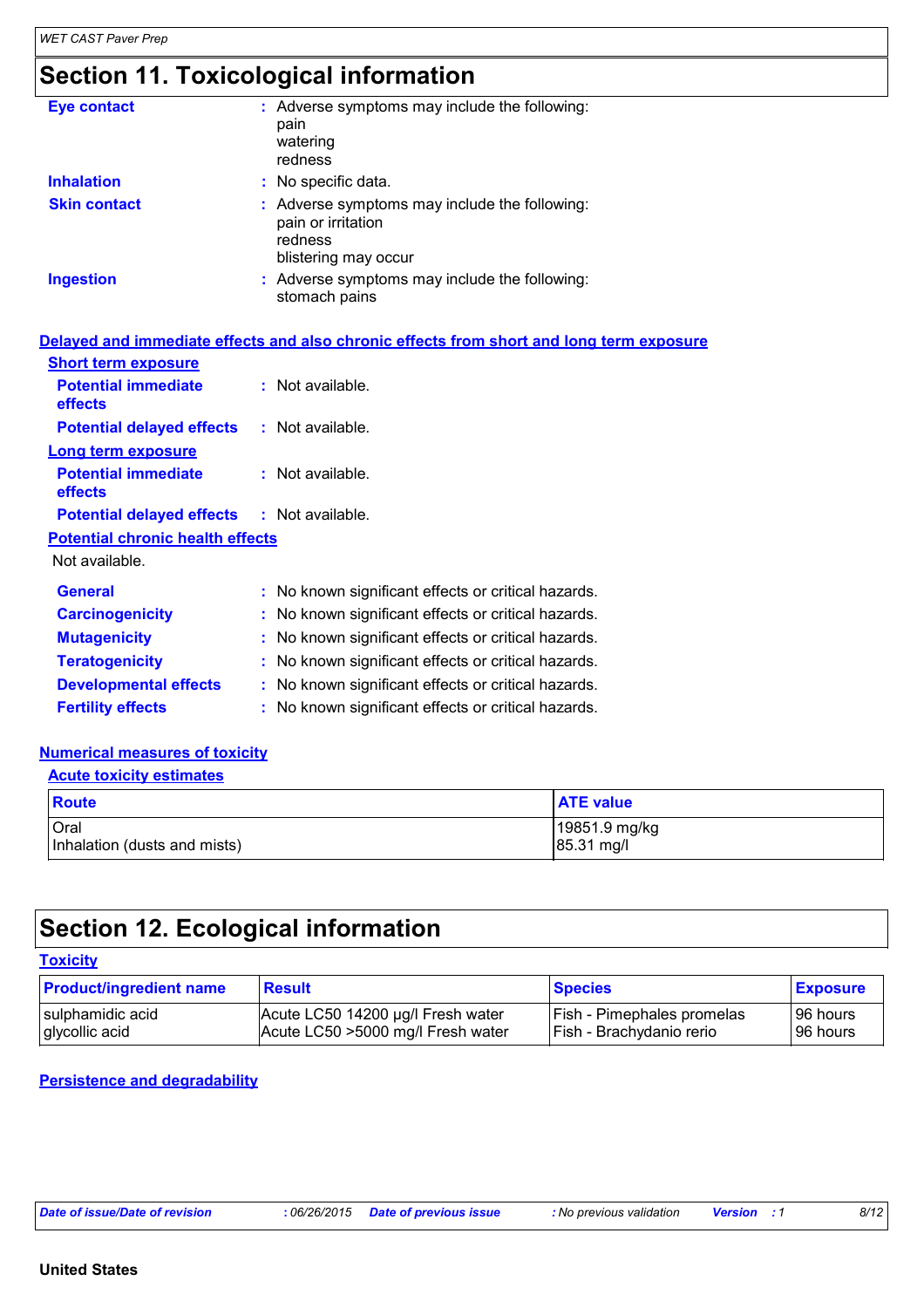# Section 11. Toxicological information

**Eye contact** : Adverse symptoms may include the following:
pain
watering
redness

**Inhalation** : No specific data.

**Skin contact** : Adverse symptoms may include the following:
pain or irritation
redness
blistering may occur

**Ingestion** : Adverse symptoms may include the following:
stomach pains

## Delayed and immediate effects and also chronic effects from short and long term exposure

### Short term exposure

**Potential immediate effects** : Not available.

**Potential delayed effects** : Not available.

### Long term exposure

**Potential immediate effects** : Not available.

**Potential delayed effects** : Not available.

### Potential chronic health effects

Not available.

**General** : No known significant effects or critical hazards.

**Carcinogenicity** : No known significant effects or critical hazards.

**Mutagenicity** : No known significant effects or critical hazards.

**Teratogenicity** : No known significant effects or critical hazards.

**Developmental effects** : No known significant effects or critical hazards.

**Fertility effects** : No known significant effects or critical hazards.

## Numerical measures of toxicity

### Acute toxicity estimates

| Route | ATE value |
|---|---|
| Oral | 19851.9 mg/kg |
| Inhalation (dusts and mists) | 85.31 mg/l |

# Section 12. Ecological information

## Toxicity

| Product/ingredient name | Result | Species | Exposure |
|---|---|---|---|
| sulphamidic acid | Acute LC50 14200 µg/l Fresh water | Fish - Pimephales promelas | 96 hours |
| glycollic acid | Acute LC50 >5000 mg/l Fresh water | Fish - Brachydanio rerio | 96 hours |

## Persistence and degradability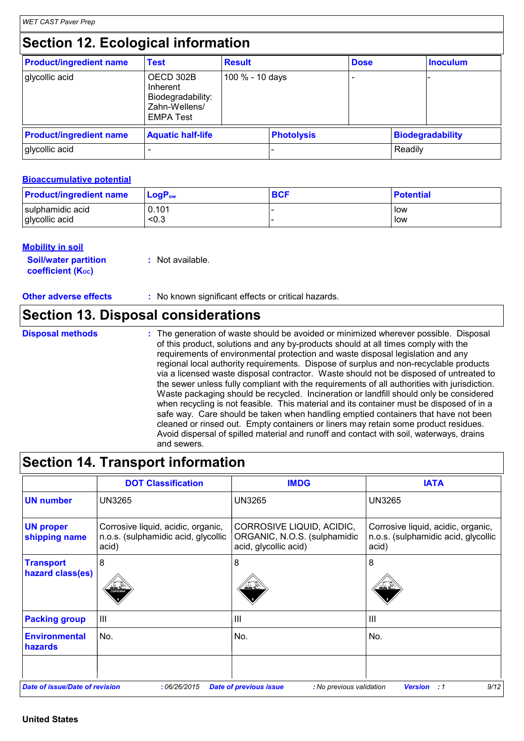## Section 12. Ecological information

| Product/ingredient name | Test | Result | Dose | Inoculum |
|---|---|---|---|---|
| glycollic acid | OECD 302B Inherent Biodegradability: Zahn-Wellens/ EMPA Test | 100 % - 10 days | - | - |

| Product/ingredient name | Aquatic half-life | Photolysis | Biodegradability |
|---|---|---|---|
| glycollic acid | - | - | Readily |

### Bioaccumulative potential

| Product/ingredient name | $LogP_{ow}$ | BCF | Potential |
|---|---|---|---|
| sulphamidic acid | 0.101 | - | low |
| glycollic acid | <0.3 | - | low |

### Mobility in soil

**Soil/water partition coefficient ($K_{OC}$)** : Not available.

**Other adverse effects** : No known significant effects or critical hazards.

## Section 13. Disposal considerations

**Disposal methods** : The generation of waste should be avoided or minimized wherever possible. Disposal of this product, solutions and any by-products should at all times comply with the requirements of environmental protection and waste disposal legislation and any regional local authority requirements. Dispose of surplus and non-recyclable products via a licensed waste disposal contractor. Waste should not be disposed of untreated to the sewer unless fully compliant with the requirements of all authorities with jurisdiction. Waste packaging should be recycled. Incineration or landfill should only be considered when recycling is not feasible. This material and its container must be disposed of in a safe way. Care should be taken when handling emptied containers that have not been cleaned or rinsed out. Empty containers or liners may retain some product residues. Avoid dispersal of spilled material and runoff and contact with soil, waterways, drains and sewers.

## Section 14. Transport information

| | DOT Classification | IMDG | IATA |
|---|---|---|---|
| UN number | UN3265 | UN3265 | UN3265 |
| UN proper shipping name | Corrosive liquid, acidic, organic, n.o.s. (sulphamidic acid, glycollic acid) | CORROSIVE LIQUID, ACIDIC, ORGANIC, N.O.S. (sulphamidic acid, glycollic acid) | Corrosive liquid, acidic, organic, n.o.s. (sulphamidic acid, glycollic acid) |
| Transport hazard class(es) | 8 | 8 | 8 |
| Packing group | III | III | III |
| Environmental hazards | No. | No. | No. |
| | | | |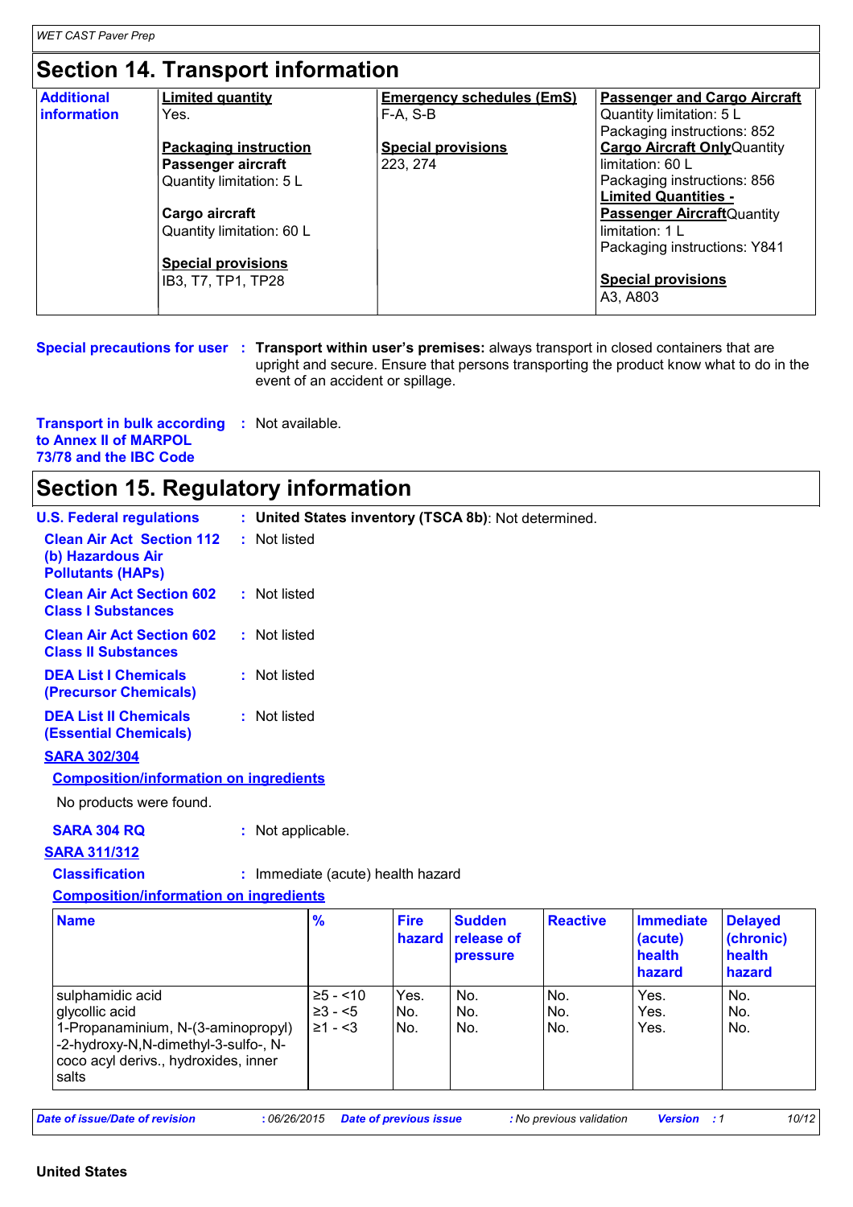## Section 14. Transport information

| Additional information | Limited quantity<br>Yes.<br><br>Packaging instruction<br>**Passenger aircraft**<br>Quantity limitation: 5 L<br><br>**Cargo aircraft**<br>Quantity limitation: 60 L<br><br>Special provisions<br>IB3, T7, TP1, TP28 | Emergency schedules (EmS)<br>F-A, S-B<br><br>Special provisions<br>223, 274 | Passenger and Cargo Aircraft<br>Quantity limitation: 5 L<br>Packaging instructions: 852<br>Cargo Aircraft Only Quantity limitation: 60 L<br>Packaging instructions: 856<br>Limited Quantities - Passenger Aircraft Quantity limitation: 1 L<br>Packaging instructions: Y841<br><br>Special provisions<br>A3, A803 |
|---|---|---|---|

**Special precautions for user** : **Transport within user's premises:** always transport in closed containers that are upright and secure. Ensure that persons transporting the product know what to do in the event of an accident or spillage.

**Transport in bulk according to Annex II of MARPOL 73/78 and the IBC Code** : Not available.

## Section 15. Regulatory information

**U.S. Federal regulations** : **United States inventory (TSCA 8b)**: Not determined.

**Clean Air Act Section 112 (b) Hazardous Air Pollutants (HAPs)** : Not listed

**Clean Air Act Section 602 Class I Substances** : Not listed

**Clean Air Act Section 602 Class II Substances** : Not listed

**DEA List I Chemicals (Precursor Chemicals)** : Not listed

**DEA List II Chemicals (Essential Chemicals)** : Not listed

**SARA 302/304**

**Composition/information on ingredients**

No products were found.

**SARA 304 RQ** : Not applicable.

**SARA 311/312**

**Classification** : Immediate (acute) health hazard

**Composition/information on ingredients**

| Name | % | Fire hazard | Sudden release of pressure | Reactive | Immediate (acute) health hazard | Delayed (chronic) health hazard |
|---|---|---|---|---|---|---|
| sulphamidic acid | ≥5 - <10 | Yes. | No. | No. | Yes. | No. |
| glycollic acid | ≥3 - <5 | No. | No. | No. | Yes. | No. |
| 1-Propanaminium, N-(3-aminopropyl)-2-hydroxy-N,N-dimethyl-3-sulfo-, N-coco acyl derivs., hydroxides, inner salts | ≥1 - <3 | No. | No. | No. | Yes. | No. |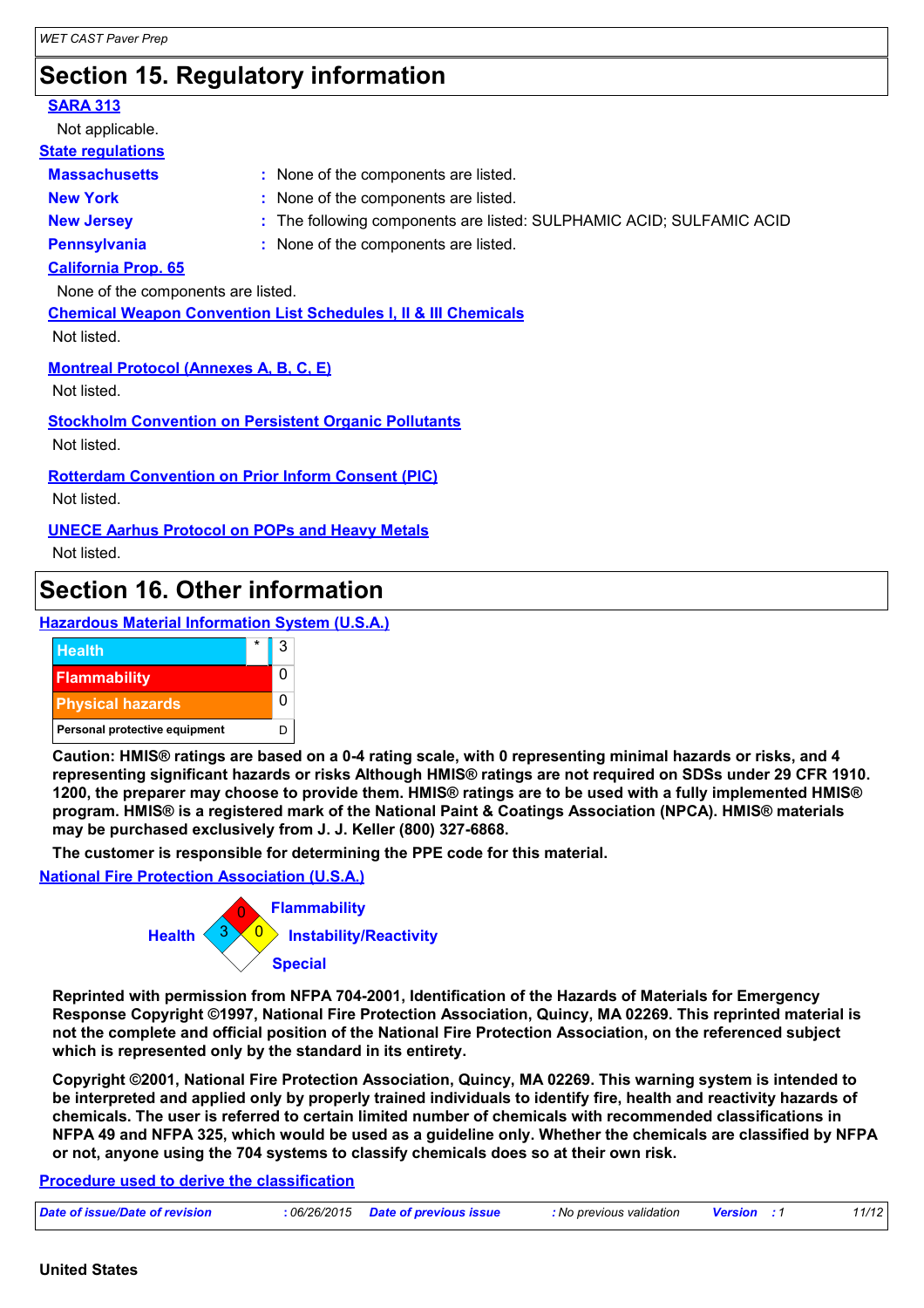## Section 15. Regulatory information

**SARA 313**

Not applicable.

**State regulations**

| | |
|---|---|
| **Massachusetts** | : None of the components are listed. |
| **New York** | : None of the components are listed. |
| **New Jersey** | : The following components are listed: SULPHAMIC ACID; SULFAMIC ACID |
| **Pennsylvania** | : None of the components are listed. |

**California Prop. 65**

None of the components are listed.

**Chemical Weapon Convention List Schedules I, II & III Chemicals**

Not listed.

**Montreal Protocol (Annexes A, B, C, E)**

Not listed.

**Stockholm Convention on Persistent Organic Pollutants**

Not listed.

**Rotterdam Convention on Prior Inform Consent (PIC)**

Not listed.

**UNECE Aarhus Protocol on POPs and Heavy Metals**

Not listed.

## Section 16. Other information

**Hazardous Material Information System (U.S.A.)**

| | |
|---|---|
| Health * | 3 |
| Flammability | 0 |
| Physical hazards | 0 |
| Personal protective equipment | D |

**Caution: HMIS® ratings are based on a 0-4 rating scale, with 0 representing minimal hazards or risks, and 4 representing significant hazards or risks Although HMIS® ratings are not required on SDSs under 29 CFR 1910. 1200, the preparer may choose to provide them. HMIS® ratings are to be used with a fully implemented HMIS® program. HMIS® is a registered mark of the National Paint & Coatings Association (NPCA). HMIS® materials may be purchased exclusively from J. J. Keller (800) 327-6868.**

**The customer is responsible for determining the PPE code for this material.**

**National Fire Protection Association (U.S.A.)**

Health: 3
Flammability: 0
Instability/Reactivity: 0
Special:

**Reprinted with permission from NFPA 704-2001, Identification of the Hazards of Materials for Emergency Response Copyright ©1997, National Fire Protection Association, Quincy, MA 02269. This reprinted material is not the complete and official position of the National Fire Protection Association, on the referenced subject which is represented only by the standard in its entirety.**

**Copyright ©2001, National Fire Protection Association, Quincy, MA 02269. This warning system is intended to be interpreted and applied only by properly trained individuals to identify fire, health and reactivity hazards of chemicals. The user is referred to certain limited number of chemicals with recommended classifications in NFPA 49 and NFPA 325, which would be used as a guideline only. Whether the chemicals are classified by NFPA or not, anyone using the 704 systems to classify chemicals does so at their own risk.**

**Procedure used to derive the classification**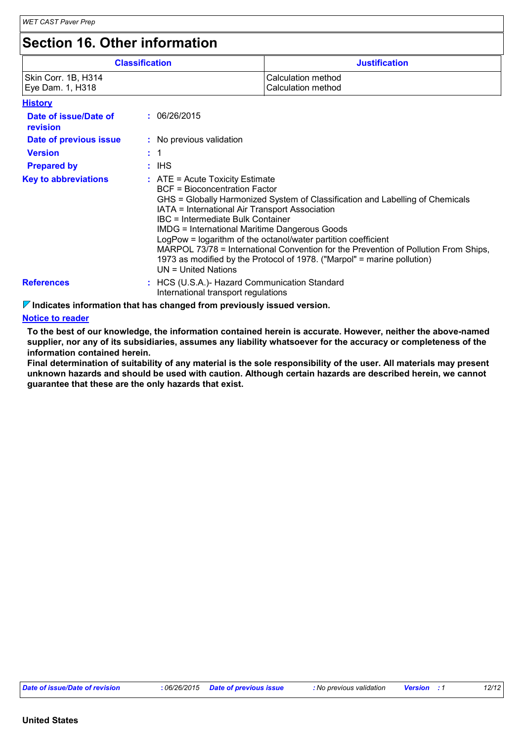# Section 16. Other information

| Classification | Justification |
|---|---|
| Skin Corr. 1B, H314<br>Eye Dam. 1, H318 | Calculation method<br>Calculation method |

**History**

**Date of issue/Date of revision** : 06/26/2015

**Date of previous issue** : No previous validation

**Version** : 1

**Prepared by** : IHS

**Key to abbreviations** : ATE = Acute Toxicity Estimate
BCF = Bioconcentration Factor
GHS = Globally Harmonized System of Classification and Labelling of Chemicals
IATA = International Air Transport Association
IBC = Intermediate Bulk Container
IMDG = International Maritime Dangerous Goods
LogPow = logarithm of the octanol/water partition coefficient
MARPOL 73/78 = International Convention for the Prevention of Pollution From Ships, 1973 as modified by the Protocol of 1978. ("Marpol" = marine pollution)
UN = United Nations

**References** : HCS (U.S.A.)- Hazard Communication Standard
International transport regulations

**Indicates information that has changed from previously issued version.**

**Notice to reader**

**To the best of our knowledge, the information contained herein is accurate. However, neither the above-named supplier, nor any of its subsidiaries, assumes any liability whatsoever for the accuracy or completeness of the information contained herein.**

**Final determination of suitability of any material is the sole responsibility of the user. All materials may present unknown hazards and should be used with caution. Although certain hazards are described herein, we cannot guarantee that these are the only hazards that exist.**